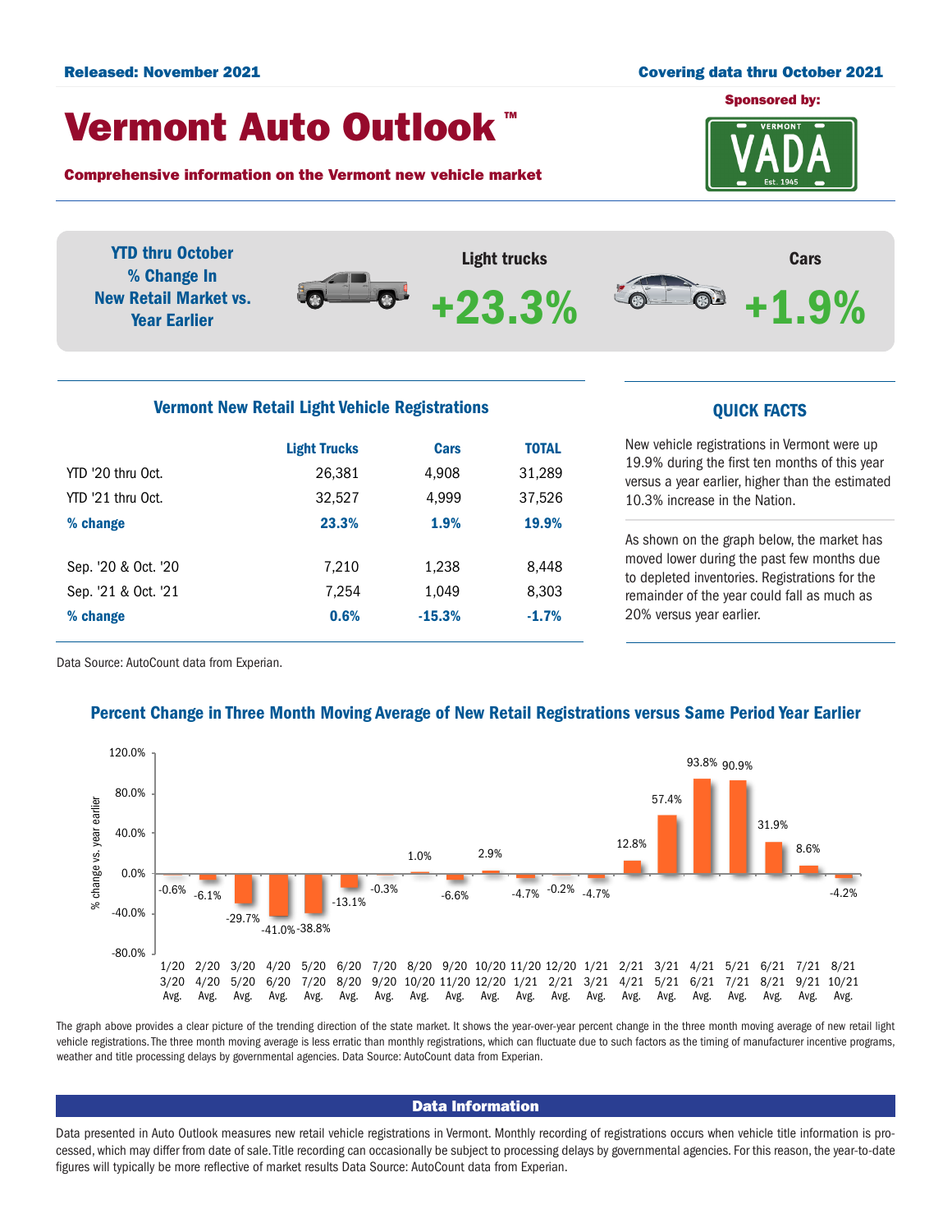**Released: November 2021** | **Covering data thru October 2021**

# Vermont Auto Outlook ™

**Comprehensive information on the Vermont new vehicle market**

Sponsored by: VADA

## YTD thru October % Change In New Retail Market vs. Year Earlier

**Light trucks** **+23.3%**

**Cars** **+1.9%**

## Vermont New Retail Light Vehicle Registrations

| | Light Trucks | Cars | TOTAL |
|---|---|---|---|
| YTD '20 thru Oct. | 26,381 | 4,908 | 31,289 |
| YTD '21 thru Oct. | 32,527 | 4,999 | 37,526 |
| **% change** | **23.3%** | **1.9%** | **19.9%** |
| Sep. '20 & Oct. '20 | 7,210 | 1,238 | 8,448 |
| Sep. '21 & Oct. '21 | 7,254 | 1,049 | 8,303 |
| **% change** | **0.6%** | **-15.3%** | **-1.7%** |

Data Source: AutoCount data from Experian.

## QUICK FACTS

New vehicle registrations in Vermont were up 19.9% during the first ten months of this year versus a year earlier, higher than the estimated 10.3% increase in the Nation.

As shown on the graph below, the market has moved lower during the past few months due to depleted inventories. Registrations for the remainder of the year could fall as much as 20% versus year earlier.

## Percent Change in Three Month Moving Average of New Retail Registrations versus Same Period Year Earlier

| Period | % change vs. year earlier |
|---|---|
| 1/20 3/20 Avg. | -0.6% |
| 2/20 4/20 Avg. | -6.1% |
| 3/20 5/20 Avg. | -29.7% |
| 4/20 6/20 Avg. | -41.0% |
| 5/20 7/20 Avg. | -38.8% |
| 6/20 8/20 Avg. | -13.1% |
| 7/20 9/20 Avg. | -0.3% |
| 8/20 10/20 Avg. | 1.0% |
| 9/20 11/20 Avg. | -6.6% |
| 10/20 12/20 Avg. | 2.9% |
| 11/20 1/21 Avg. | -4.7% |
| 12/20 2/21 Avg. | -0.2% |
| 1/21 3/21 Avg. | -4.7% |
| 2/21 4/21 Avg. | 12.8% |
| 3/21 5/21 Avg. | 57.4% |
| 4/21 6/21 Avg. | 93.8% |
| 5/21 7/21 Avg. | 90.9% |
| 6/21 8/21 Avg. | 31.9% |
| 7/21 9/21 Avg. | 8.6% |
| 8/21 10/21 Avg. | -4.2% |

The graph above provides a clear picture of the trending direction of the state market. It shows the year-over-year percent change in the three month moving average of new retail light vehicle registrations. The three month moving average is less erratic than monthly registrations, which can fluctuate due to such factors as the timing of manufacturer incentive programs, weather and title processing delays by governmental agencies. Data Source: AutoCount data from Experian.

## Data Information

Data presented in Auto Outlook measures new retail vehicle registrations in Vermont. Monthly recording of registrations occurs when vehicle title information is processed, which may differ from date of sale. Title recording can occasionally be subject to processing delays by governmental agencies. For this reason, the year-to-date figures will typically be more reflective of market results Data Source: AutoCount data from Experian.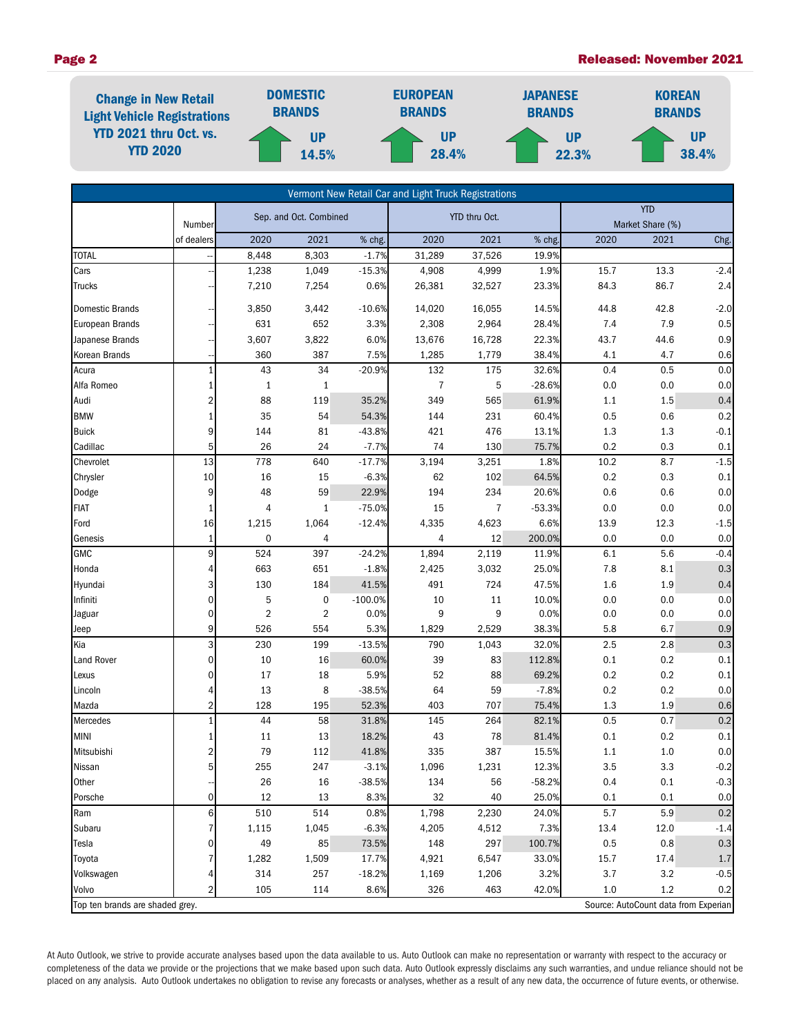**Change in New Retail Light Vehicle Registrations YTD 2021 thru Oct. vs. YTD 2020**

| DOMESTIC BRANDS | EUROPEAN BRANDS | JAPANESE BRANDS | KOREAN BRANDS |
|---|---|---|---|
| UP 14.5% | UP 28.4% | UP 22.3% | UP 38.4% |

**Vermont New Retail Car and Light Truck Registrations**

| | Number | Sep. and Oct. Combined | | | YTD thru Oct. | | | YTD Market Share (%) | | |
|---|---|---|---|---|---|---|---|---|---|---|
| | of dealers | 2020 | 2021 | % chg. | 2020 | 2021 | % chg. | 2020 | 2021 | Chg. |
| TOTAL | -- | 8,448 | 8,303 | -1.7% | 31,289 | 37,526 | 19.9% | | | |
| Cars | -- | 1,238 | 1,049 | -15.3% | 4,908 | 4,999 | 1.9% | 15.7 | 13.3 | -2.4 |
| Trucks | -- | 7,210 | 7,254 | 0.6% | 26,381 | 32,527 | 23.3% | 84.3 | 86.7 | 2.4 |
| Domestic Brands | -- | 3,850 | 3,442 | -10.6% | 14,020 | 16,055 | 14.5% | 44.8 | 42.8 | -2.0 |
| European Brands | -- | 631 | 652 | 3.3% | 2,308 | 2,964 | 28.4% | 7.4 | 7.9 | 0.5 |
| Japanese Brands | -- | 3,607 | 3,822 | 6.0% | 13,676 | 16,728 | 22.3% | 43.7 | 44.6 | 0.9 |
| Korean Brands | -- | 360 | 387 | 7.5% | 1,285 | 1,779 | 38.4% | 4.1 | 4.7 | 0.6 |
| Acura | 1 | 43 | 34 | -20.9% | 132 | 175 | 32.6% | 0.4 | 0.5 | 0.0 |
| Alfa Romeo | 1 | 1 | 1 | | 7 | 5 | -28.6% | 0.0 | 0.0 | 0.0 |
| Audi | 2 | 88 | 119 | 35.2% | 349 | 565 | 61.9% | 1.1 | 1.5 | 0.4 |
| BMW | 1 | 35 | 54 | 54.3% | 144 | 231 | 60.4% | 0.5 | 0.6 | 0.2 |
| Buick | 9 | 144 | 81 | -43.8% | 421 | 476 | 13.1% | 1.3 | 1.3 | -0.1 |
| Cadillac | 5 | 26 | 24 | -7.7% | 74 | 130 | 75.7% | 0.2 | 0.3 | 0.1 |
| Chevrolet | 13 | 778 | 640 | -17.7% | 3,194 | 3,251 | 1.8% | 10.2 | 8.7 | -1.5 |
| Chrysler | 10 | 16 | 15 | -6.3% | 62 | 102 | 64.5% | 0.2 | 0.3 | 0.1 |
| Dodge | 9 | 48 | 59 | 22.9% | 194 | 234 | 20.6% | 0.6 | 0.6 | 0.0 |
| FIAT | 1 | 4 | 1 | -75.0% | 15 | 7 | -53.3% | 0.0 | 0.0 | 0.0 |
| Ford | 16 | 1,215 | 1,064 | -12.4% | 4,335 | 4,623 | 6.6% | 13.9 | 12.3 | -1.5 |
| Genesis | 1 | 0 | 4 | | 4 | 12 | 200.0% | 0.0 | 0.0 | 0.0 |
| GMC | 9 | 524 | 397 | -24.2% | 1,894 | 2,119 | 11.9% | 6.1 | 5.6 | -0.4 |
| Honda | 4 | 663 | 651 | -1.8% | 2,425 | 3,032 | 25.0% | 7.8 | 8.1 | 0.3 |
| Hyundai | 3 | 130 | 184 | 41.5% | 491 | 724 | 47.5% | 1.6 | 1.9 | 0.4 |
| Infiniti | 0 | 5 | 0 | -100.0% | 10 | 11 | 10.0% | 0.0 | 0.0 | 0.0 |
| Jaguar | 0 | 2 | 2 | 0.0% | 9 | 9 | 0.0% | 0.0 | 0.0 | 0.0 |
| Jeep | 9 | 526 | 554 | 5.3% | 1,829 | 2,529 | 38.3% | 5.8 | 6.7 | 0.9 |
| Kia | 3 | 230 | 199 | -13.5% | 790 | 1,043 | 32.0% | 2.5 | 2.8 | 0.3 |
| Land Rover | 0 | 10 | 16 | 60.0% | 39 | 83 | 112.8% | 0.1 | 0.2 | 0.1 |
| Lexus | 0 | 17 | 18 | 5.9% | 52 | 88 | 69.2% | 0.2 | 0.2 | 0.1 |
| Lincoln | 4 | 13 | 8 | -38.5% | 64 | 59 | -7.8% | 0.2 | 0.2 | 0.0 |
| Mazda | 2 | 128 | 195 | 52.3% | 403 | 707 | 75.4% | 1.3 | 1.9 | 0.6 |
| Mercedes | 1 | 44 | 58 | 31.8% | 145 | 264 | 82.1% | 0.5 | 0.7 | 0.2 |
| MINI | 1 | 11 | 13 | 18.2% | 43 | 78 | 81.4% | 0.1 | 0.2 | 0.1 |
| Mitsubishi | 2 | 79 | 112 | 41.8% | 335 | 387 | 15.5% | 1.1 | 1.0 | 0.0 |
| Nissan | 5 | 255 | 247 | -3.1% | 1,096 | 1,231 | 12.3% | 3.5 | 3.3 | -0.2 |
| Other | -- | 26 | 16 | -38.5% | 134 | 56 | -58.2% | 0.4 | 0.1 | -0.3 |
| Porsche | 0 | 12 | 13 | 8.3% | 32 | 40 | 25.0% | 0.1 | 0.1 | 0.0 |
| Ram | 6 | 510 | 514 | 0.8% | 1,798 | 2,230 | 24.0% | 5.7 | 5.9 | 0.2 |
| Subaru | 7 | 1,115 | 1,045 | -6.3% | 4,205 | 4,512 | 7.3% | 13.4 | 12.0 | -1.4 |
| Tesla | 0 | 49 | 85 | 73.5% | 148 | 297 | 100.7% | 0.5 | 0.8 | 0.3 |
| Toyota | 7 | 1,282 | 1,509 | 17.7% | 4,921 | 6,547 | 33.0% | 15.7 | 17.4 | 1.7 |
| Volkswagen | 4 | 314 | 257 | -18.2% | 1,169 | 1,206 | 3.2% | 3.7 | 3.2 | -0.5 |
| Volvo | 2 | 105 | 114 | 8.6% | 326 | 463 | 42.0% | 1.0 | 1.2 | 0.2 |

Top ten brands are shaded grey. Source: AutoCount data from Experian

At Auto Outlook, we strive to provide accurate analyses based upon the data available to us. Auto Outlook can make no representation or warranty with respect to the accuracy or completeness of the data we provide or the projections that we make based upon such data. Auto Outlook expressly disclaims any such warranties, and undue reliance should not be placed on any analysis. Auto Outlook undertakes no obligation to revise any forecasts or analyses, whether as a result of any new data, the occurrence of future events, or otherwise.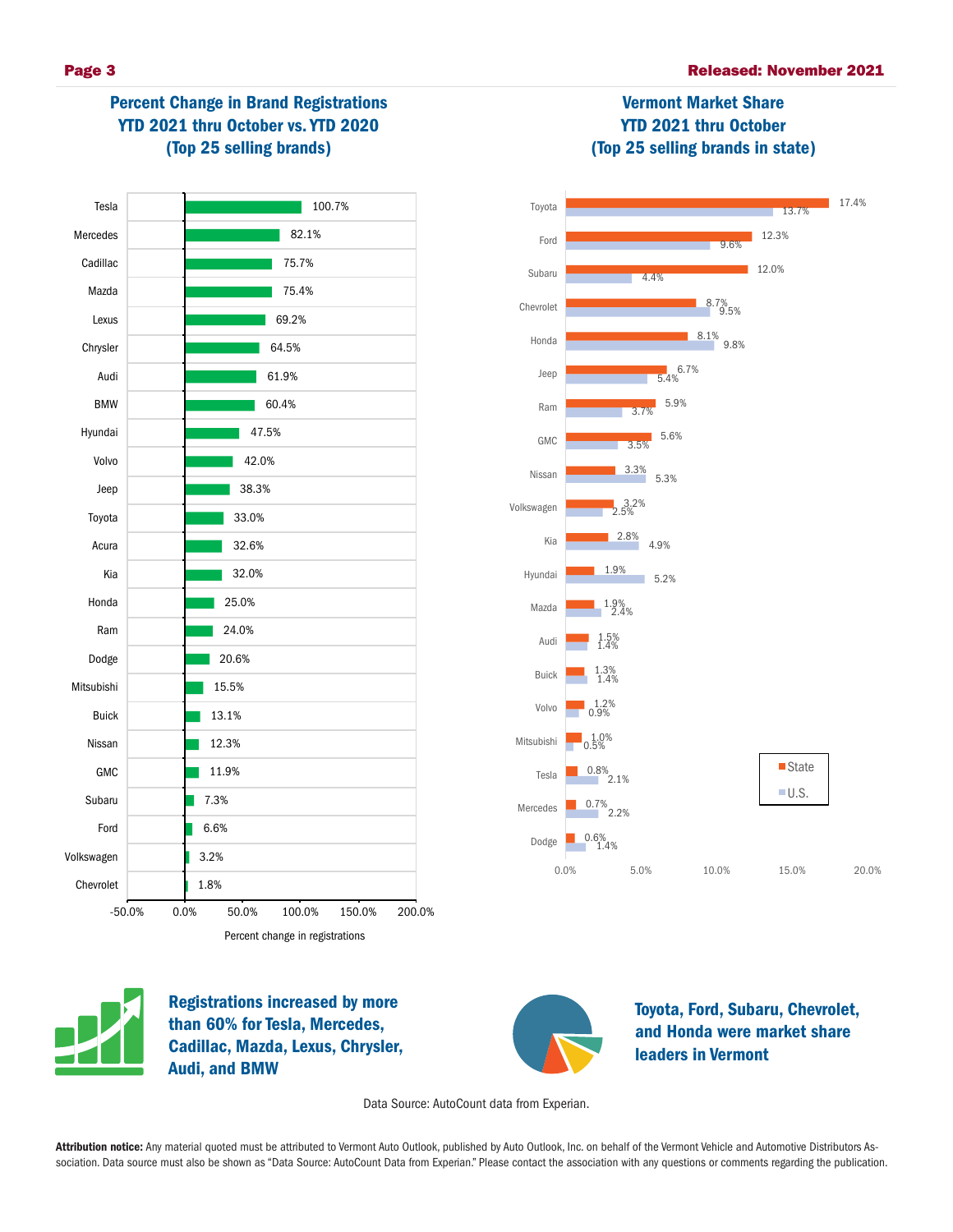## Percent Change in Brand Registrations YTD 2021 thru October vs. YTD 2020 (Top 25 selling brands)

| Brand | Percent change in registrations |
|---|---|
| Tesla | 100.7% |
| Mercedes | 82.1% |
| Cadillac | 75.7% |
| Mazda | 75.4% |
| Lexus | 69.2% |
| Chrysler | 64.5% |
| Audi | 61.9% |
| BMW | 60.4% |
| Hyundai | 47.5% |
| Volvo | 42.0% |
| Jeep | 38.3% |
| Toyota | 33.0% |
| Acura | 32.6% |
| Kia | 32.0% |
| Honda | 25.0% |
| Ram | 24.0% |
| Dodge | 20.6% |
| Mitsubishi | 15.5% |
| Buick | 13.1% |
| Nissan | 12.3% |
| GMC | 11.9% |
| Subaru | 7.3% |
| Ford | 6.6% |
| Volkswagen | 3.2% |
| Chevrolet | 1.8% |

## Vermont Market Share YTD 2021 thru October (Top 25 selling brands in state)

| Brand | State | U.S. |
|---|---|---|
| Toyota | 17.4% | 13.7% |
| Ford | 12.3% | 9.6% |
| Subaru | 12.0% | 4.4% |
| Chevrolet | 8.7% | 9.5% |
| Honda | 8.1% | 9.8% |
| Jeep | 6.7% | 5.4% |
| Ram | 5.9% | 3.7% |
| GMC | 5.6% | 3.5% |
| Nissan | 3.3% | 5.3% |
| Volkswagen | 3.2% | 2.5% |
| Kia | 2.8% | 4.9% |
| Hyundai | 1.9% | 5.2% |
| Mazda | 1.9% | 2.4% |
| Audi | 1.5% | 1.4% |
| Buick | 1.3% | 1.4% |
| Volvo | 1.2% | 0.9% |
| Mitsubishi | 1.0% | 0.5% |
| Tesla | 0.8% | 2.1% |
| Mercedes | 0.7% | 2.2% |
| Dodge | 0.6% | 1.4% |

**Registrations increased by more than 60% for Tesla, Mercedes, Cadillac, Mazda, Lexus, Chrysler, Audi, and BMW**

**Toyota, Ford, Subaru, Chevrolet, and Honda were market share leaders in Vermont**

Data Source: AutoCount data from Experian.

**Attribution notice:** Any material quoted must be attributed to Vermont Auto Outlook, published by Auto Outlook, Inc. on behalf of the Vermont Vehicle and Automotive Distributors Association. Data source must also be shown as "Data Source: AutoCount Data from Experian." Please contact the association with any questions or comments regarding the publication.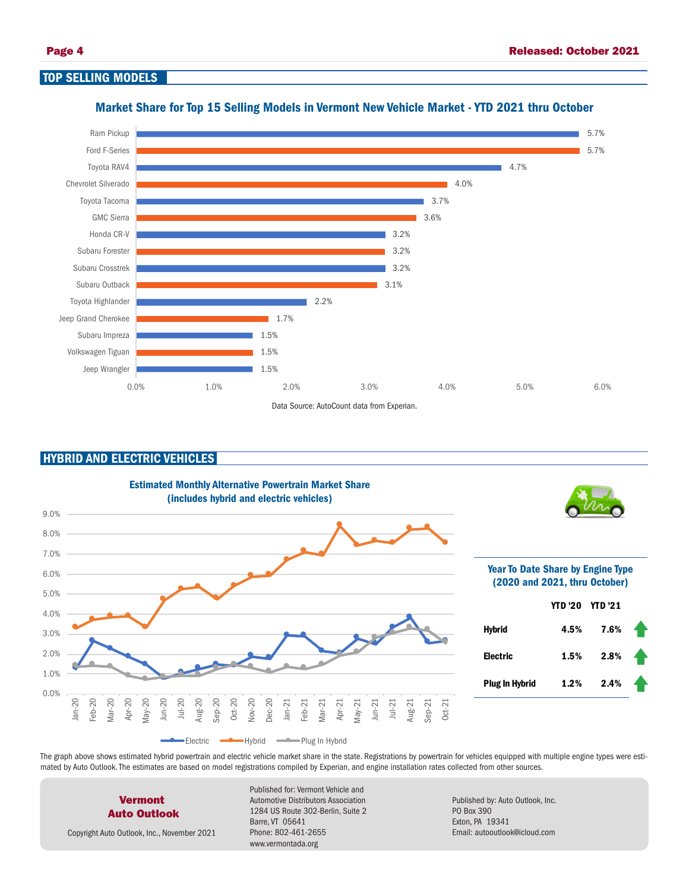## TOP SELLING MODELS

### Market Share for Top 15 Selling Models in Vermont New Vehicle Market - YTD 2021 thru October

Ram Pickup 5.7%
Ford F-Series 5.7%
Toyota RAV4 4.7%
Chevrolet Silverado 4.0%
Toyota Tacoma 3.7%
GMC Sierra 3.6%
Honda CR-V 3.2%
Subaru Forester 3.2%
Subaru Crosstrek 3.2%
Subaru Outback 3.1%
Toyota Highlander 2.2%
Jeep Grand Cherokee 1.7%
Subaru Impreza 1.5%
Volkswagen Tiguan 1.5%
Jeep Wrangler 1.5%

0.0% 1.0% 2.0% 3.0% 4.0% 5.0% 6.0%

Data Source: AutoCount data from Experian.

## HYBRID AND ELECTRIC VEHICLES

### Estimated Monthly Alternative Powertrain Market Share (includes hybrid and electric vehicles)

9.0% 8.0% 7.0% 6.0% 5.0% 4.0% 3.0% 2.0% 1.0% 0.0%

Jan-20 Feb-20 Mar-20 Apr-20 May-20 Jun-20 Jul-20 Aug-20 Sep-20 Oct-20 Nov-20 Dec-20 Jan-21 Feb-21 Mar-21 Apr-21 May-21 Jun-21 Jul-21 Aug-21 Sep-21 Oct-21

Electric — Hybrid — Plug In Hybrid

### Year To Date Share by Engine Type (2020 and 2021, thru October)

| | YTD '20 | YTD '21 |
|---|---|---|
| **Hybrid** | 4.5% | 7.6% |
| **Electric** | 1.5% | 2.8% |
| **Plug In Hybrid** | 1.2% | 2.4% |

The graph above shows estimated hybrid powertrain and electric vehicle market share in the state. Registrations by powertrain for vehicles equipped with multiple engine types were estimated by Auto Outlook. The estimates are based on model registrations compiled by Experian, and engine installation rates collected from other sources.

**Vermont Auto Outlook**

Copyright Auto Outlook, Inc., November 2021

Published for: Vermont Vehicle and Automotive Distributors Association
1284 US Route 302-Berlin, Suite 2
Barre, VT 05641
Phone: 802-461-2655
www.vermontada.org

Published by: Auto Outlook, Inc.
PO Box 390
Exton, PA 19341
Email: autooutlook@icloud.com